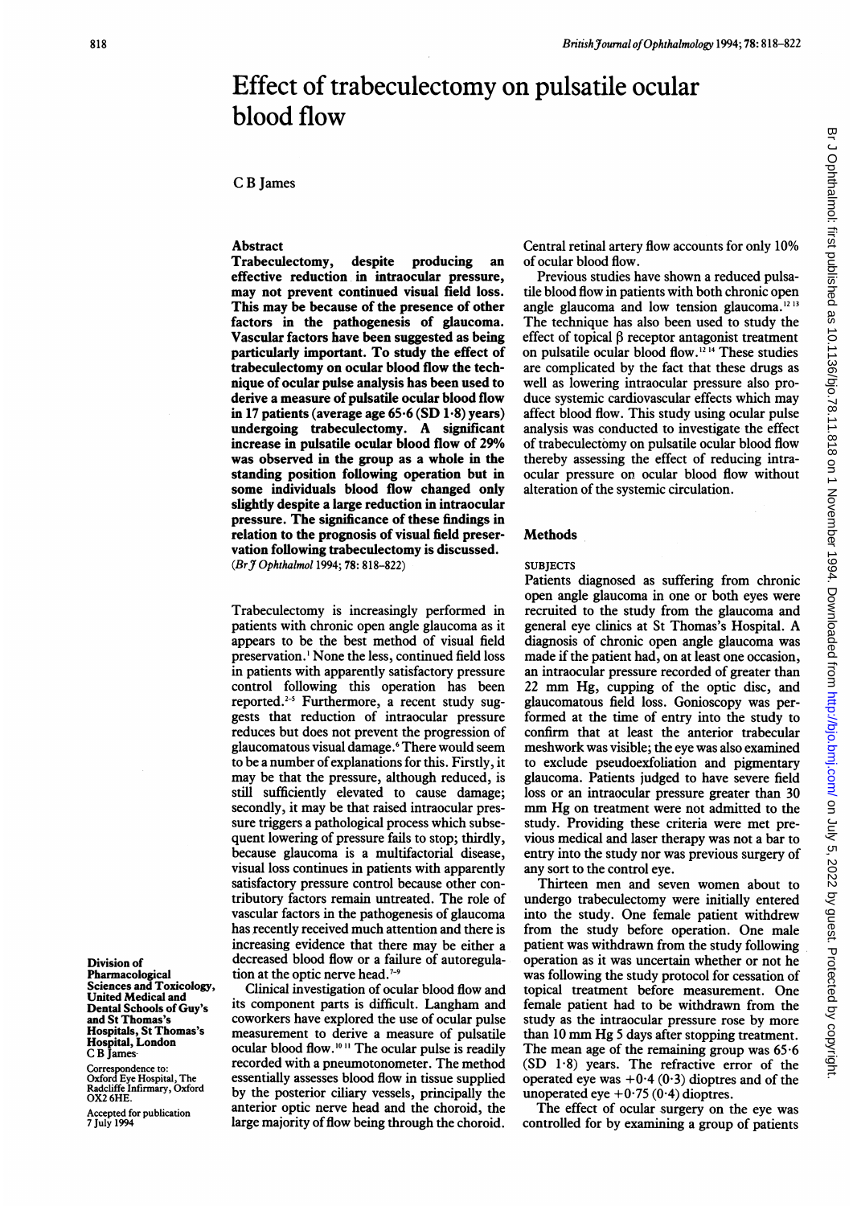# Effect of trabeculectomy on pulsatile ocular blood flow

C B James

## Abstract

**Trabeculectomy, despite producing an effective reduction in intraocular pressure, may not prevent continued visual field loss. This may be because of the presence of other factors in the pathogenesis of glaucoma. Vascular factors have been suggested as being particularly important. To study the effect of trabeculectomy on ocular blood flow the technique of ocular pulse analysis has been used to derive a measure of pulsatile ocular blood flow in 17 patients (average age 65·6 (SD 1·8) years) undergoing trabeculectomy. A significant increase in pulsatile ocular blood flow of 29% was observed in the group as a whole in the standing position following operation but in some individuals blood flow changed only slightly despite a large reduction in intraocular pressure. The significance of these findings in relation to the prognosis of visual field preservation following trabeculectomy is discussed.**
(*Br J Ophthalmol* 1994; 78: 818–822)

Trabeculectomy is increasingly performed in patients with chronic open angle glaucoma as it appears to be the best method of visual field preservation.[1] None the less, continued field loss in patients with apparently satisfactory pressure control following this operation has been reported.[2-5] Furthermore, a recent study suggests that reduction of intraocular pressure reduces but does not prevent the progression of glaucomatous visual damage.[6] There would seem to be a number of explanations for this. Firstly, it may be that the pressure, although reduced, is still sufficiently elevated to cause damage; secondly, it may be that raised intraocular pressure triggers a pathological process which subsequent lowering of pressure fails to stop; thirdly, because glaucoma is a multifactorial disease, visual loss continues in patients with apparently satisfactory pressure control because other contributory factors remain untreated. The role of vascular factors in the pathogenesis of glaucoma has recently received much attention and there is increasing evidence that there may be either a decreased blood flow or a failure of autoregulation at the optic nerve head.[7-9]

Clinical investigation of ocular blood flow and its component parts is difficult. Langham and coworkers have explored the use of ocular pulse measurement to derive a measure of pulsatile ocular blood flow.[10,11] The ocular pulse is readily recorded with a pneumotonometer. The method essentially assesses blood flow in tissue supplied by the posterior ciliary vessels, principally the anterior optic nerve head and the choroid, the large majority of flow being through the choroid. Central retinal artery flow accounts for only 10% of ocular blood flow.

Previous studies have shown a reduced pulsatile blood flow in patients with both chronic open angle glaucoma and low tension glaucoma.[12,13] The technique has also been used to study the effect of topical β receptor antagonist treatment on pulsatile ocular blood flow.[12,14] These studies are complicated by the fact that these drugs as well as lowering intraocular pressure also produce systemic cardiovascular effects which may affect blood flow. This study using ocular pulse analysis was conducted to investigate the effect of trabeculectomy on pulsatile ocular blood flow thereby assessing the effect of reducing intraocular pressure on ocular blood flow without alteration of the systemic circulation.

## Methods

### SUBJECTS

Patients diagnosed as suffering from chronic open angle glaucoma in one or both eyes were recruited to the study from the glaucoma and general eye clinics at St Thomas's Hospital. A diagnosis of chronic open angle glaucoma was made if the patient had, on at least one occasion, an intraocular pressure recorded of greater than 22 mm Hg, cupping of the optic disc, and glaucomatous field loss. Gonioscopy was performed at the time of entry into the study to confirm that at least the anterior trabecular meshwork was visible; the eye was also examined to exclude pseudoexfoliation and pigmentary glaucoma. Patients judged to have severe field loss or an intraocular pressure greater than 30 mm Hg on treatment were not admitted to the study. Providing these criteria were met previous medical and laser therapy was not a bar to entry into the study nor was previous surgery of any sort to the control eye.

Thirteen men and seven women about to undergo trabeculectomy were initially entered into the study. One female patient withdrew from the study before operation. One male patient was withdrawn from the study following operation as it was uncertain whether or not he was following the study protocol for cessation of topical treatment before measurement. One female patient had to be withdrawn from the study as the intraocular pressure rose by more than 10 mm Hg 5 days after stopping treatment. The mean age of the remaining group was 65·6 (SD 1·8) years. The refractive error of the operated eye was +0·4 (0·3) dioptres and of the unoperated eye +0·75 (0·4) dioptres.

The effect of ocular surgery on the eye was controlled for by examining a group of patients

Division of Pharmacological Sciences and Toxicology, United Medical and Dental Schools of Guy's and St Thomas's Hospitals, St Thomas's Hospital, London
C B James

Correspondence to: Oxford Eye Hospital, The Radcliffe Infirmary, Oxford OX2 6HE.

Accepted for publication 7 July 1994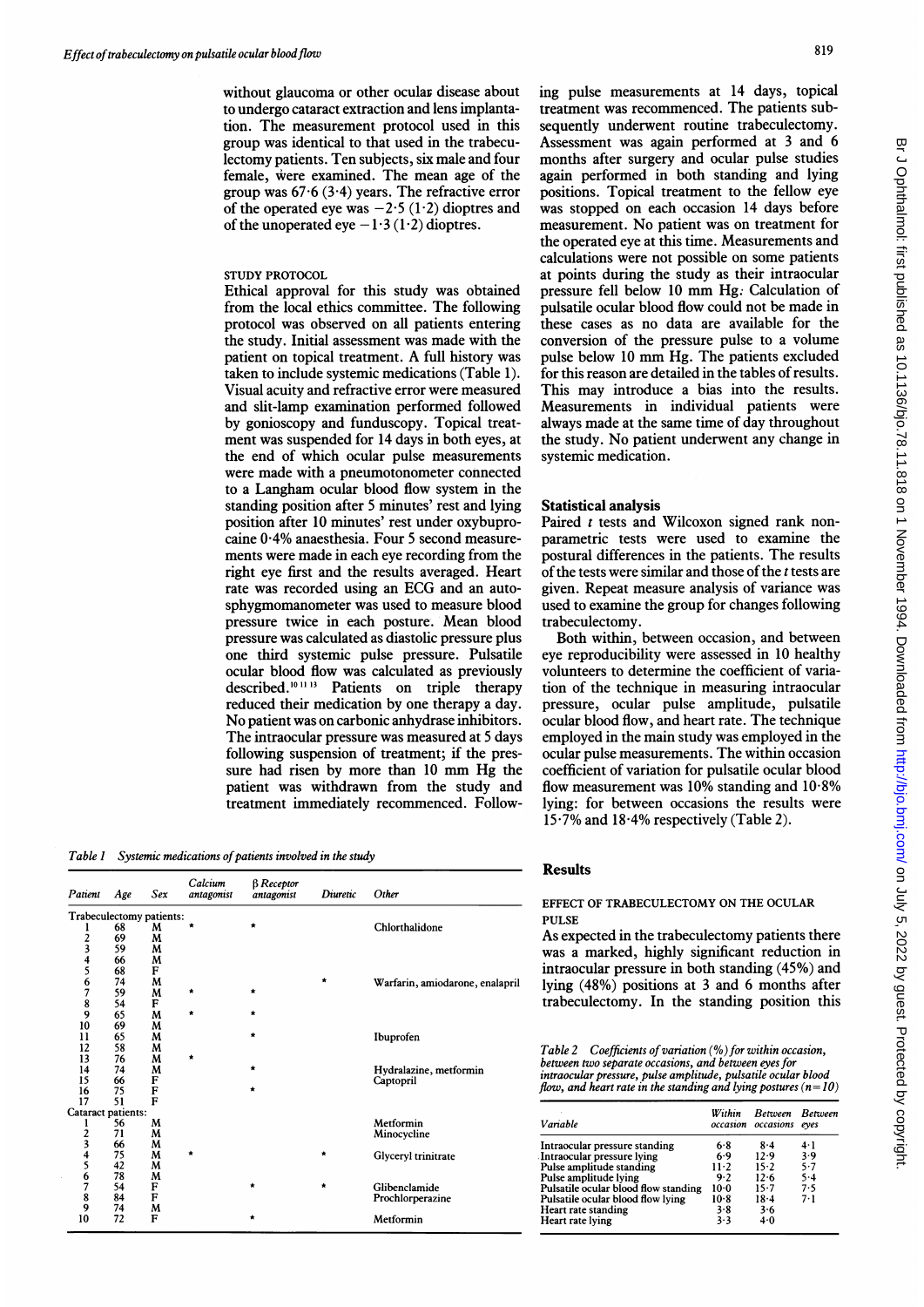without glaucoma or other ocular disease about to undergo cataract extraction and lens implantation. The measurement protocol used in this group was identical to that used in the trabeculectomy patients. Ten subjects, six male and four female, were examined. The mean age of the group was 67·6 (3·4) years. The refractive error of the operated eye was −2·5 (1·2) dioptres and of the unoperated eye −1·3 (1·2) dioptres.

STUDY PROTOCOL

Ethical approval for this study was obtained from the local ethics committee. The following protocol was observed on all patients entering the study. Initial assessment was made with the patient on topical treatment. A full history was taken to include systemic medications (Table 1). Visual acuity and refractive error were measured and slit-lamp examination performed followed by gonioscopy and funduscopy. Topical treatment was suspended for 14 days in both eyes, at the end of which ocular pulse measurements were made with a pneumotonometer connected to a Langham ocular blood flow system in the standing position after 5 minutes' rest and lying position after 10 minutes' rest under oxybuprocaine 0·4% anaesthesia. Four 5 second measurements were made in each eye recording from the right eye first and the results averaged. Heart rate was recorded using an ECG and an autosphygmomanometer was used to measure blood pressure twice in each posture. Mean blood pressure was calculated as diastolic pressure plus one third systemic pulse pressure. Pulsatile ocular blood flow was calculated as previously described.[10 11 13] Patients on triple therapy reduced their medication by one therapy a day. No patient was on carbonic anhydrase inhibitors. The intraocular pressure was measured at 5 days following suspension of treatment; if the pressure had risen by more than 10 mm Hg the patient was withdrawn from the study and treatment immediately recommenced. Following pulse measurements at 14 days, topical treatment was recommenced. The patients subsequently underwent routine trabeculectomy. Assessment was again performed at 3 and 6 months after surgery and ocular pulse studies again performed in both standing and lying positions. Topical treatment to the fellow eye was stopped on each occasion 14 days before measurement. No patient was on treatment for the operated eye at this time. Measurements and calculations were not possible on some patients at points during the study as their intraocular pressure fell below 10 mm Hg. Calculation of pulsatile ocular blood flow could not be made in these cases as no data are available for the conversion of the pressure pulse to a volume pulse below 10 mm Hg. The patients excluded for this reason are detailed in the tables of results. This may introduce a bias into the results. Measurements in individual patients were always made at the same time of day throughout the study. No patient underwent any change in systemic medication.

*Table 1 Systemic medications of patients involved in the study*

| Patient | Age | Sex | Calcium antagonist | β Receptor antagonist | Diuretic | Other |
|---|---|---|---|---|---|---|
| Trabeculectomy patients: | | | | | | |
| 1 | 68 | M | * | * | | Chlorthalidone |
| 2 | 69 | M | | | | |
| 3 | 59 | M | | | | |
| 4 | 66 | M | | | | |
| 5 | 68 | F | | | | |
| 6 | 74 | M | | | * | Warfarin, amiodarone, enalapril |
| 7 | 59 | M | * | * | | |
| 8 | 54 | F | | | | |
| 9 | 65 | M | * | * | | |
| 10 | 69 | M | | | | |
| 11 | 65 | M | | * | | Ibuprofen |
| 12 | 58 | M | | | | |
| 13 | 76 | M | * | | | |
| 14 | 74 | M | | * | | Hydralazine, metformin |
| 15 | 66 | F | | | | Captopril |
| 16 | 75 | F | | * | | |
| 17 | 51 | F | | | | |
| Cataract patients: | | | | | | |
| 1 | 56 | M | | | | Metformin |
| 2 | 71 | M | | | | Minocycline |
| 3 | 66 | M | | | | |
| 4 | 75 | M | * | | * | Glyceryl trinitrate |
| 5 | 42 | M | | | | |
| 6 | 78 | M | | | | |
| 7 | 54 | F | | * | * | Glibenclamide |
| 8 | 84 | F | | | | Prochlorperazine |
| 9 | 74 | M | | | | |
| 10 | 72 | F | | * | | Metformin |

## Statistical analysis

Paired $t$ tests and Wilcoxon signed rank nonparametric tests were used to examine the postural differences in the patients. The results of the tests were similar and those of the $t$ tests are given. Repeat measure analysis of variance was used to examine the group for changes following trabeculectomy.

Both within, between occasion, and between eye reproducibility were assessed in 10 healthy volunteers to determine the coefficient of variation of the technique in measuring intraocular pressure, ocular pulse amplitude, pulsatile ocular blood flow, and heart rate. The technique employed in the main study was employed in the ocular pulse measurements. The within occasion coefficient of variation for pulsatile ocular blood flow measurement was 10% standing and 10·8% lying: for between occasions the results were 15·7% and 18·4% respectively (Table 2).

## Results

EFFECT OF TRABECULECTOMY ON THE OCULAR PULSE

As expected in the trabeculectomy patients there was a marked, highly significant reduction in intraocular pressure in both standing (45%) and lying (48%) positions at 3 and 6 months after trabeculectomy. In the standing position this

*Table 2 Coefficients of variation (%) for within occasion, between two separate occasions, and between eyes for intraocular pressure, pulse amplitude, pulsatile ocular blood flow, and heart rate in the standing and lying postures (n=10)*

| Variable | Within occasion | Between occasions | Between eyes |
|---|---|---|---|
| Intraocular pressure standing | 6·8 | 8·4 | 4·1 |
| Intraocular pressure lying | 6·9 | 12·9 | 3·9 |
| Pulse amplitude standing | 11·2 | 15·2 | 5·7 |
| Pulse amplitude lying | 9·2 | 12·6 | 5·4 |
| Pulsatile ocular blood flow standing | 10·0 | 15·7 | 7·5 |
| Pulsatile ocular blood flow lying | 10·8 | 18·4 | 7·1 |
| Heart rate standing | 3·8 | 3·6 | |
| Heart rate lying | 3·3 | 4·0 | |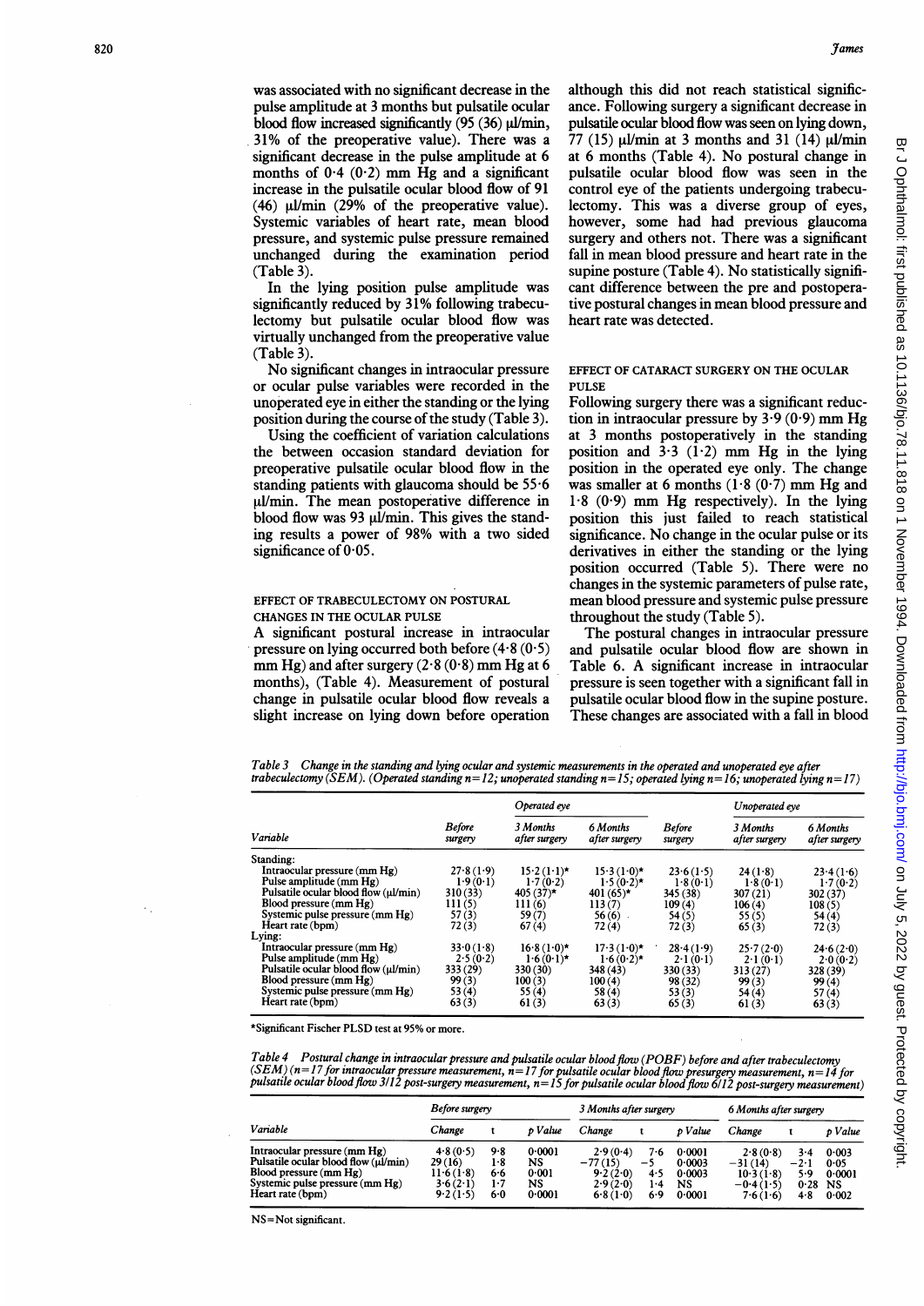was associated with no significant decrease in the pulse amplitude at 3 months but pulsatile ocular blood flow increased significantly (95 (36) µl/min, 31% of the preoperative value). There was a significant decrease in the pulse amplitude at 6 months of 0·4 (0·2) mm Hg and a significant increase in the pulsatile ocular blood flow of 91 (46) µl/min (29% of the preoperative value). Systemic variables of heart rate, mean blood pressure, and systemic pulse pressure remained unchanged during the examination period (Table 3).

In the lying position pulse amplitude was significantly reduced by 31% following trabeculectomy but pulsatile ocular blood flow was virtually unchanged from the preoperative value (Table 3).

No significant changes in intraocular pressure or ocular pulse variables were recorded in the unoperated eye in either the standing or the lying position during the course of the study (Table 3).

Using the coefficient of variation calculations the between occasion standard deviation for preoperative pulsatile ocular blood flow in the standing patients with glaucoma should be 55·6 µl/min. The mean postoperative difference in blood flow was 93 µl/min. This gives the standing results a power of 98% with a two sided significance of 0·05.

### EFFECT OF TRABECULECTOMY ON POSTURAL CHANGES IN THE OCULAR PULSE

A significant postural increase in intraocular pressure on lying occurred both before (4·8 (0·5) mm Hg) and after surgery (2·8 (0·8) mm Hg at 6 months), (Table 4). Measurement of postural change in pulsatile ocular blood flow reveals a slight increase on lying down before operation although this did not reach statistical significance. Following surgery a significant decrease in pulsatile ocular blood flow was seen on lying down, 77 (15) µl/min at 3 months and 31 (14) µl/min at 6 months (Table 4). No postural change in pulsatile ocular blood flow was seen in the control eye of the patients undergoing trabeculectomy. This was a diverse group of eyes, however, some had had previous glaucoma surgery and others not. There was a significant fall in mean blood pressure and heart rate in the supine posture (Table 4). No statistically significant difference between the pre and postoperative postural changes in mean blood pressure and heart rate was detected.

### EFFECT OF CATARACT SURGERY ON THE OCULAR PULSE

Following surgery there was a significant reduction in intraocular pressure by 3·9 (0·9) mm Hg at 3 months postoperatively in the standing position and 3·3 (1·2) mm Hg in the lying position in the operated eye only. The change was smaller at 6 months (1·8 (0·7) mm Hg and 1·8 (0·9) mm Hg respectively). In the lying position this just failed to reach statistical significance. No change in the ocular pulse or its derivatives in either the standing or the lying position occurred (Table 5). There were no changes in the systemic parameters of pulse rate, mean blood pressure and systemic pulse pressure throughout the study (Table 5).

The postural changes in intraocular pressure and pulsatile ocular blood flow are shown in Table 6. A significant increase in intraocular pressure is seen together with a significant fall in pulsatile ocular blood flow in the supine posture. These changes are associated with a fall in blood

*Table 3 Change in the standing and lying ocular and systemic measurements in the operated and unoperated eye after trabeculectomy (SEM). (Operated standing n=12; unoperated standing n=15; operated lying n=16; unoperated lying n=17)*

| Variable | Operated eye | | | Unoperated eye | | |
|---|---|---|---|---|---|---|
| | Before surgery | 3 Months after surgery | 6 Months after surgery | Before surgery | 3 Months after surgery | 6 Months after surgery |
| Standing: | | | | | | |
| Intraocular pressure (mm Hg) | 27·8 (1·9) | 15·2 (1·1)* | 15·3 (1·0)* | 23·6 (1·5) | 24 (1·8) | 23·4 (1·6) |
| Pulse amplitude (mm Hg) | 1·9 (0·1) | 1·7 (0·2) | 1·5 (0·2)* | 1·8 (0·1) | 1·8 (0·1) | 1·7 (0·2) |
| Pulsatile ocular blood flow (µl/min) | 310 (33) | 405 (37)* | 401 (65)* | 345 (38) | 307 (21) | 302 (37) |
| Blood pressure (mm Hg) | 111 (5) | 111 (6) | 113 (7) | 109 (4) | 106 (4) | 108 (5) |
| Systemic pulse pressure (mm Hg) | 57 (3) | 59 (7) | 56 (6) | 54 (5) | 55 (5) | 54 (4) |
| Heart rate (bpm) | 72 (3) | 67 (4) | 72 (4) | 72 (3) | 65 (3) | 72 (3) |
| Lying: | | | | | | |
| Intraocular pressure (mm Hg) | 33·0 (1·8) | 16·8 (1·0)* | 17·3 (1·0)* | 28·4 (1·9) | 25·7 (2·0) | 24·6 (2·0) |
| Pulse amplitude (mm Hg) | 2·5 (0·2) | 1·6 (0·1)* | 1·6 (0·2)* | 2·1 (0·1) | 2·1 (0·1) | 2·0 (0·2) |
| Pulsatile ocular blood flow (µl/min) | 333 (29) | 330 (30) | 348 (43) | 330 (33) | 313 (27) | 328 (39) |
| Blood pressure (mm Hg) | 99 (3) | 100 (3) | 100 (4) | 98 (32) | 99 (3) | 99 (4) |
| Systemic pulse pressure (mm Hg) | 53 (4) | 55 (4) | 58 (4) | 53 (3) | 54 (4) | 57 (4) |
| Heart rate (bpm) | 63 (3) | 61 (3) | 63 (3) | 65 (3) | 61 (3) | 63 (3) |

*Significant Fischer PLSD test at 95% or more.

*Table 4 Postural change in intraocular pressure and pulsatile ocular blood flow (POBF) before and after trabeculectomy (SEM) (n=17 for intraocular pressure measurement, n=17 for pulsatile ocular blood flow presurgery measurement, n=14 for pulsatile ocular blood flow 3/12 post-surgery measurement, n=15 for pulsatile ocular blood flow 6/12 post-surgery measurement)*

| Variable | Before surgery | | | 3 Months after surgery | | | 6 Months after surgery | | |
|---|---|---|---|---|---|---|---|---|---|
| | Change | t | p Value | Change | t | p Value | Change | t | p Value |
| Intraocular pressure (mm Hg) | 4·8 (0·5) | 9·8 | 0·0001 | 2·9 (0·4) | 7·6 | 0·0001 | 2·8 (0·8) | 3·4 | 0·003 |
| Pulsatile ocular blood flow (µl/min) | 29 (16) | 1·8 | NS | −77 (15) | −5 | 0·0003 | −31 (14) | −2·1 | 0·05 |
| Blood pressure (mm Hg) | 11·6 (1·8) | 6·6 | 0·001 | 9·2 (2·0) | 4·5 | 0·0003 | 10·3 (1·8) | 5·9 | 0·0001 |
| Systemic pulse pressure (mm Hg) | 3·6 (2·1) | 1·7 | NS | 2·9 (2·0) | 1·4 | NS | −0·4 (1·5) | 0·28 | NS |
| Heart rate (bpm) | 9·2 (1·5) | 6·0 | 0·0001 | 6·8 (1·0) | 6·9 | 0·0001 | 7·6 (1·6) | 4·8 | 0·002 |

NS=Not significant.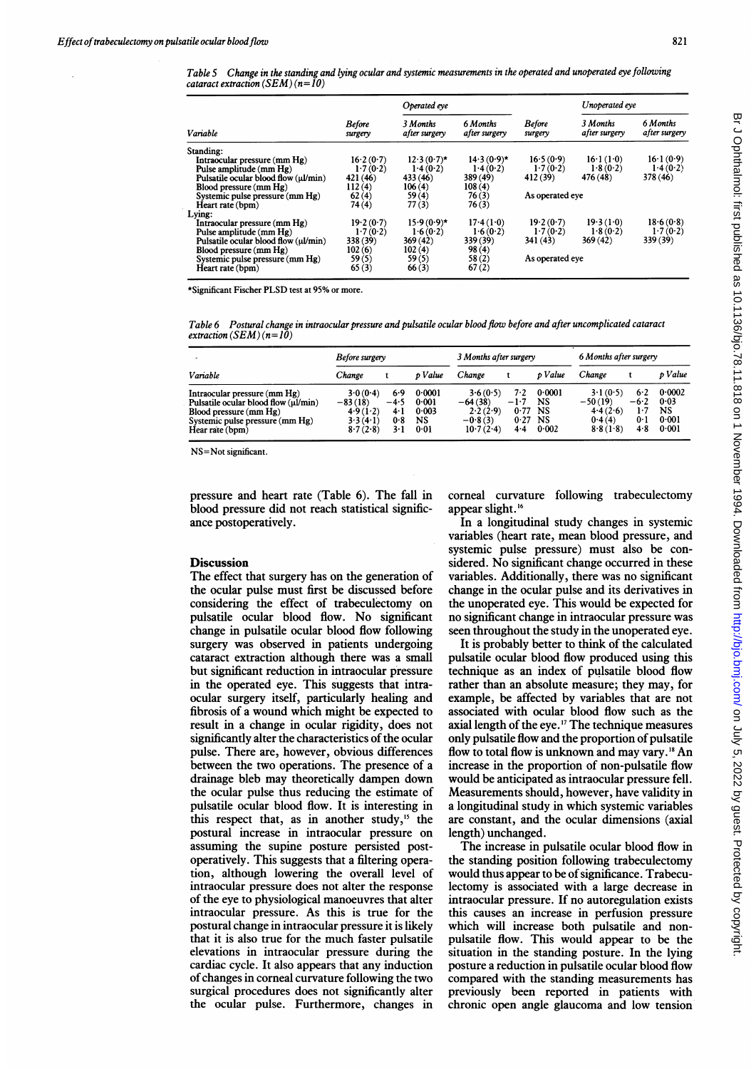*Table 5 Change in the standing and lying ocular and systemic measurements in the operated and unoperated eye following cataract extraction (SEM) (n=10)*

| Variable | Operated eye | | | Unoperated eye | | |
|---|---|---|---|---|---|---|
| | Before surgery | 3 Months after surgery | 6 Months after surgery | Before surgery | 3 Months after surgery | 6 Months after surgery |
| Standing: | | | | | | |
| Intraocular pressure (mm Hg) | 16·2 (0·7) | 12·3 (0·7)* | 14·3 (0·9)* | 16·5 (0·9) | 16·1 (1·0) | 16·1 (0·9) |
| Pulse amplitude (mm Hg) | 1·7 (0·2) | 1·4 (0·2) | 1·4 (0·2) | 1·7 (0·2) | 1·8 (0·2) | 1·4 (0·2) |
| Pulsatile ocular blood flow (μl/min) | 421 (46) | 433 (46) | 389 (49) | 412 (39) | 476 (48) | 378 (46) |
| Blood pressure (mm Hg) | 112 (4) | 106 (4) | 108 (4) | As operated eye | | |
| Systemic pulse pressure (mm Hg) | 62 (4) | 59 (4) | 76 (3) | | | |
| Heart rate (bpm) | 74 (4) | 77 (3) | 76 (3) | | | |
| Lying: | | | | | | |
| Intraocular pressure (mm Hg) | 19·2 (0·7) | 15·9 (0·9)* | 17·4 (1·0) | 19·2 (0·7) | 19·3 (1·0) | 18·6 (0·8) |
| Pulse amplitude (mm Hg) | 1·7 (0·2) | 1·6 (0·2) | 1·6 (0·2) | 1·7 (0·2) | 1·8 (0·2) | 1·7 (0·2) |
| Pulsatile ocular blood flow (μl/min) | 338 (39) | 369 (42) | 339 (39) | 341 (43) | 369 (42) | 339 (39) |
| Blood pressure (mm Hg) | 102 (6) | 102 (4) | 98 (4) | As operated eye | | |
| Systemic pulse pressure (mm Hg) | 59 (5) | 59 (5) | 58 (2) | | | |
| Heart rate (bpm) | 65 (3) | 66 (3) | 67 (2) | | | |

*Significant Fischer PLSD test at 95% or more.

*Table 6 Postural change in intraocular pressure and pulsatile ocular blood flow before and after uncomplicated cataract extraction (SEM) (n=10)*

| Variable | Before surgery | | | 3 Months after surgery | | | 6 Months after surgery | | |
|---|---|---|---|---|---|---|---|---|---|
| | Change | t | p Value | Change | t | p Value | Change | t | p Value |
| Intraocular pressure (mm Hg) | 3·0 (0·4) | 6·9 | 0·0001 | 3·6 (0·5) | 7·2 | 0·0001 | 3·1 (0·5) | 6·2 | 0·0002 |
| Pulsatile ocular blood flow (μl/min) | −83 (18) | −4·5 | 0·001 | −64 (38) | −1·7 | NS | −50 (19) | −6·2 | 0·03 |
| Blood pressure (mm Hg) | 4·9 (1·2) | 4·1 | 0·003 | 2·2 (2·9) | 0·77 | NS | 4·4 (2·6) | 1·7 | NS |
| Systemic pulse pressure (mm Hg) | 3·3 (4·1) | 0·8 | NS | −0·8 (3) | 0·27 | NS | 0·4 (4) | 0·1 | 0·001 |
| Hear rate (bpm) | 8·7 (2·8) | 3·1 | 0·01 | 10·7 (2·4) | 4·4 | 0·002 | 8·8 (1·8) | 4·8 | 0·001 |

NS=Not significant.

pressure and heart rate (Table 6). The fall in blood pressure did not reach statistical significance postoperatively.

## Discussion

The effect that surgery has on the generation of the ocular pulse must first be discussed before considering the effect of trabeculectomy on pulsatile ocular blood flow. No significant change in pulsatile ocular blood flow following surgery was observed in patients undergoing cataract extraction although there was a small but significant reduction in intraocular pressure in the operated eye. This suggests that intraocular surgery itself, particularly healing and fibrosis of a wound which might be expected to result in a change in ocular rigidity, does not significantly alter the characteristics of the ocular pulse. There are, however, obvious differences between the two operations. The presence of a drainage bleb may theoretically dampen down the ocular pulse thus reducing the estimate of pulsatile ocular blood flow. It is interesting in this respect that, as in another study,[15] the postural increase in intraocular pressure on assuming the supine posture persisted postoperatively. This suggests that a filtering operation, although lowering the overall level of intraocular pressure does not alter the response of the eye to physiological manoeuvres that alter intraocular pressure. As this is true for the postural change in intraocular pressure it is likely that it is also true for the much faster pulsatile elevations in intraocular pressure during the cardiac cycle. It also appears that any induction of changes in corneal curvature following the two surgical procedures does not significantly alter the ocular pulse. Furthermore, changes in corneal curvature following trabeculectomy appear slight.[16]

In a longitudinal study changes in systemic variables (heart rate, mean blood pressure, and systemic pulse pressure) must also be considered. No significant change occurred in these variables. Additionally, there was no significant change in the ocular pulse and its derivatives in the unoperated eye. This would be expected for no significant change in intraocular pressure was seen throughout the study in the unoperated eye.

It is probably better to think of the calculated pulsatile ocular blood flow produced using this technique as an index of pulsatile blood flow rather than an absolute measure; they may, for example, be affected by variables that are not associated with ocular blood flow such as the axial length of the eye.[17] The technique measures only pulsatile flow and the proportion of pulsatile flow to total flow is unknown and may vary.[18] An increase in the proportion of non-pulsatile flow would be anticipated as intraocular pressure fell. Measurements should, however, have validity in a longitudinal study in which systemic variables are constant, and the ocular dimensions (axial length) unchanged.

The increase in pulsatile ocular blood flow in the standing position following trabeculectomy would thus appear to be of significance. Trabeculectomy is associated with a large decrease in intraocular pressure. If no autoregulation exists this causes an increase in perfusion pressure which will increase both pulsatile and non-pulsatile flow. This would appear to be the situation in the standing posture. In the lying posture a reduction in pulsatile ocular blood flow compared with the standing measurements has previously been reported in patients with chronic open angle glaucoma and low tension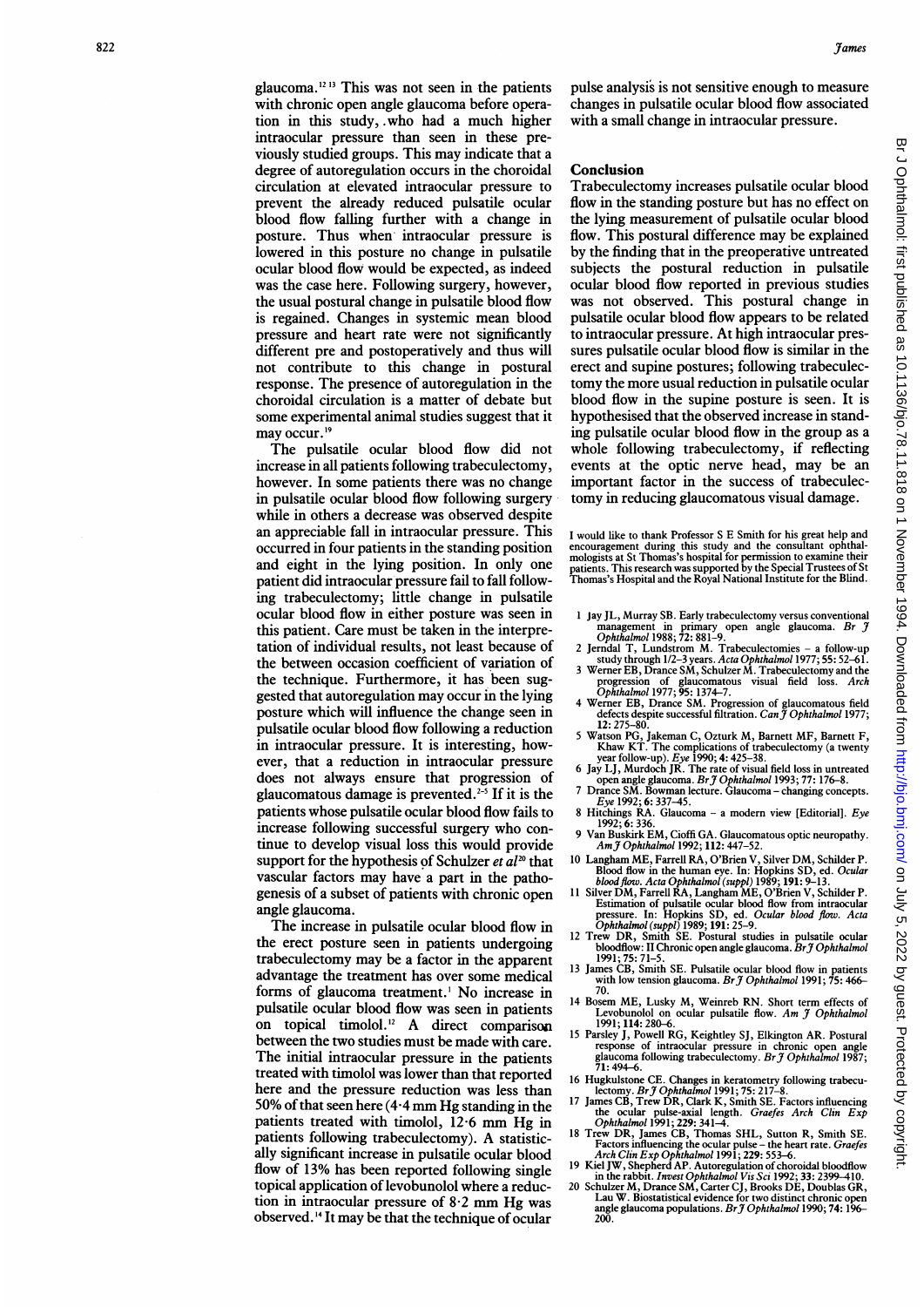glaucoma.[12,13] This was not seen in the patients with chronic open angle glaucoma before operation in this study, who had a much higher intraocular pressure than seen in these previously studied groups. This may indicate that a degree of autoregulation occurs in the choroidal circulation at elevated intraocular pressure to prevent the already reduced pulsatile ocular blood flow falling further with a change in posture. Thus when intraocular pressure is lowered in this posture no change in pulsatile ocular blood flow would be expected, as indeed was the case here. Following surgery, however, the usual postural change in pulsatile blood flow is regained. Changes in systemic mean blood pressure and heart rate were not significantly different pre and postoperatively and thus will not contribute to this change in postural response. The presence of autoregulation in the choroidal circulation is a matter of debate but some experimental animal studies suggest that it may occur.[19]

The pulsatile ocular blood flow did not increase in all patients following trabeculectomy, however. In some patients there was no change in pulsatile ocular blood flow following surgery while in others a decrease was observed despite an appreciable fall in intraocular pressure. This occurred in four patients in the standing position and eight in the lying position. In only one patient did intraocular pressure fail to fall following trabeculectomy; little change in pulsatile ocular blood flow in either posture was seen in this patient. Care must be taken in the interpretation of individual results, not least because of the between occasion coefficient of variation of the technique. Furthermore, it has been suggested that autoregulation may occur in the lying posture which will influence the change seen in pulsatile ocular blood flow following a reduction in intraocular pressure. It is interesting, however, that a reduction in intraocular pressure does not always ensure that progression of glaucomatous damage is prevented.[2-5] If it is the patients whose pulsatile ocular blood flow fails to increase following successful surgery who continue to develop visual loss this would provide support for the hypothesis of Schulzer *et al*[20] that vascular factors may have a part in the pathogenesis of a subset of patients with chronic open angle glaucoma.

The increase in pulsatile ocular blood flow in the erect posture seen in patients undergoing trabeculectomy may be a factor in the apparent advantage the treatment has over some medical forms of glaucoma treatment.[1] No increase in pulsatile ocular blood flow was seen in patients on topical timolol.[12] A direct comparison between the two studies must be made with care. The initial intraocular pressure in the patients treated with timolol was lower than that reported here and the pressure reduction was less than 50% of that seen here (4·4 mm Hg standing in the patients treated with timolol, 12·6 mm Hg in patients following trabeculectomy). A statistically significant increase in pulsatile ocular blood flow of 13% has been reported following single topical application of levobunolol where a reduction in intraocular pressure of 8·2 mm Hg was observed.[14] It may be that the technique of ocular pulse analysis is not sensitive enough to measure changes in pulsatile ocular blood flow associated with a small change in intraocular pressure.

## Conclusion

Trabeculectomy increases pulsatile ocular blood flow in the standing posture but has no effect on the lying measurement of pulsatile ocular blood flow. This postural difference may be explained by the finding that in the preoperative untreated subjects the postural reduction in pulsatile ocular blood flow reported in previous studies was not observed. This postural change in pulsatile ocular blood flow appears to be related to intraocular pressure. At high intraocular pressures pulsatile ocular blood flow is similar in the erect and supine postures; following trabeculectomy the more usual reduction in pulsatile ocular blood flow in the supine posture is seen. It is hypothesised that the observed increase in standing pulsatile ocular blood flow in the group as a whole following trabeculectomy, if reflecting events at the optic nerve head, may be an important factor in the success of trabeculectomy in reducing glaucomatous visual damage.

I would like to thank Professor S E Smith for his great help and encouragement during this study and the consultant ophthalmologists at St Thomas's hospital for permission to examine their patients. This research was supported by the Special Trustees of St Thomas's Hospital and the Royal National Institute for the Blind.

1. Jay JL, Murray SB. Early trabeculectomy versus conventional management in primary open angle glaucoma. *Br J Ophthalmol* 1988; **72:** 881–9.
2. Jerndal T, Lundstrom M. Trabeculectomies – a follow-up study through 1/2–3 years. *Acta Ophthalmol* 1977; **55:** 52–61.
3. Werner EB, Drance SM, Schulzer M. Trabeculectomy and the progression of glaucomatous visual field loss. *Arch Ophthalmol* 1977; **95:** 1374–7.
4. Werner EB, Drance SM. Progression of glaucomatous field defects despite successful filtration. *Can J Ophthalmol* 1977; **12:** 275–80.
5. Watson PG, Jakeman C, Ozturk M, Barnett MF, Barnett F, Khaw KT. The complications of trabeculectomy (a twenty year follow-up). *Eye* 1990; **4:** 425–38.
6. Jay LJ, Murdoch JR. The rate of visual field loss in untreated open angle glaucoma. *Br J Ophthalmol* 1993; **77:** 176–8.
7. Drance SM. Bowman lecture. Glaucoma – changing concepts. *Eye* 1992; **6:** 337–45.
8. Hitchings RA. Glaucoma – a modern view [Editorial]. *Eye* 1992; **6:** 336.
9. Van Buskirk EM, Cioffi GA. Glaucomatous optic neuropathy. *Am J Ophthalmol* 1992; **112:** 447–52.
10. Langham ME, Farrell RA, O'Brien V, Silver DM, Schilder P. Blood flow in the human eye. In: Hopkins SD, ed. *Ocular blood flow. Acta Ophthalmol (suppl)* 1989; **191:** 9–13.
11. Silver DM, Farrell RA, Langham ME, O'Brien V, Schilder P. Estimation of pulsatile ocular blood flow from intraocular pressure. In: Hopkins SD, ed. *Ocular blood flow. Acta Ophthalmol (suppl)* 1989; **191:** 25–9.
12. Trew DR, Smith SE. Postural studies in pulsatile ocular bloodflow: II Chronic open angle glaucoma. *Br J Ophthalmol* 1991; **75:** 71–5.
13. James CB, Smith SE. Pulsatile ocular blood flow in patients with low tension glaucoma. *Br J Ophthalmol* 1991; **75:** 466–70.
14. Bosem ME, Lusky M, Weinreb RN. Short term effects of Levobunolol on ocular pulsatile flow. *Am J Ophthalmol* 1991; **114:** 280–6.
15. Parsley J, Powell RG, Keightley SJ, Elkington AR. Postural response of intraocular pressure in chronic open angle glaucoma following trabeculectomy. *Br J Ophthalmol* 1987; **71:** 494–6.
16. Hugkulstone CE. Changes in keratometry following trabeculectomy. *Br J Ophthalmol* 1991; **75:** 217–8.
17. James CB, Trew DR, Clark K, Smith SE. Factors influencing the ocular pulse-axial length. *Graefes Arch Clin Exp Ophthalmol* 1991; **229:** 341–4.
18. Trew DR, James CB, Thomas SHL, Sutton R, Smith SE. Factors influencing the ocular pulse – the heart rate. *Graefes Arch Clin Exp Ophthalmol* 1991; **229:** 553–6.
19. Kiel JW, Shepherd AP. Autoregulation of choroidal bloodflow in the rabbit. *Invest Ophthalmol Vis Sci* 1992; **33:** 2399–410.
20. Schulzer M, Drance SM, Carter CJ, Brooks DE, Doublas GR, Lau W. Biostatistical evidence for two distinct chronic open angle glaucoma populations. *Br J Ophthalmol* 1990; **74:** 196–200.